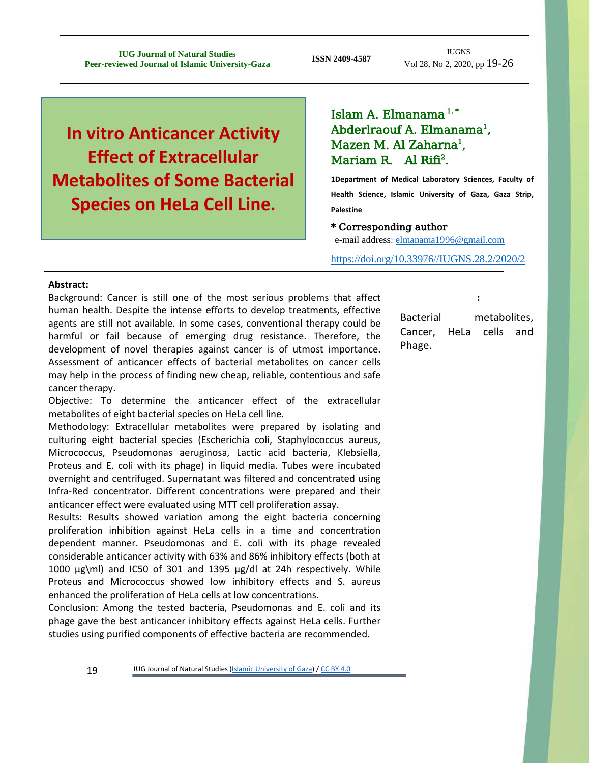# In vitro Anticancer Activity Effect of Extracellular Metabolites of Some Bacterial Species on HeLa Cell Line.

**Islam A. Elmanama [1,*]**
**Abderlraouf A. Elmanama[1],**
**Mazen M. Al Zaharna[1],**
**Mariam R. Al Rifi[2].**

**1Department of Medical Laboratory Sciences, Faculty of Health Science, Islamic University of Gaza, Gaza Strip, Palestine**

\* Corresponding author
e-mail address: elmanama1996@gmail.com

https://doi.org/10.33976//IUGNS.28.2/2020/2

**Abstract:**

Background: Cancer is still one of the most serious problems that affect human health. Despite the intense efforts to develop treatments, effective agents are still not available. In some cases, conventional therapy could be harmful or fail because of emerging drug resistance. Therefore, the development of novel therapies against cancer is of utmost importance. Assessment of anticancer effects of bacterial metabolites on cancer cells may help in the process of finding new cheap, reliable, contentious and safe cancer therapy.

Objective: To determine the anticancer effect of the extracellular metabolites of eight bacterial species on HeLa cell line.

Methodology: Extracellular metabolites were prepared by isolating and culturing eight bacterial species (Escherichia coli, Staphylococcus aureus, Micrococcus, Pseudomonas aeruginosa, Lactic acid bacteria, Klebsiella, Proteus and E. coli with its phage) in liquid media. Tubes were incubated overnight and centrifuged. Supernatant was filtered and concentrated using Infra-Red concentrator. Different concentrations were prepared and their anticancer effect were evaluated using MTT cell proliferation assay.

Results: Results showed variation among the eight bacteria concerning proliferation inhibition against HeLa cells in a time and concentration dependent manner. Pseudomonas and E. coli with its phage revealed considerable anticancer activity with 63% and 86% inhibitory effects (both at 1000 µg\ml) and IC50 of 301 and 1395 µg/dl at 24h respectively. While Proteus and Micrococcus showed low inhibitory effects and S. aureus enhanced the proliferation of HeLa cells at low concentrations.

Conclusion: Among the tested bacteria, Pseudomonas and E. coli and its phage gave the best anticancer inhibitory effects against HeLa cells. Further studies using purified components of effective bacteria are recommended.

**:**

Bacterial metabolites, Cancer, HeLa cells and Phage.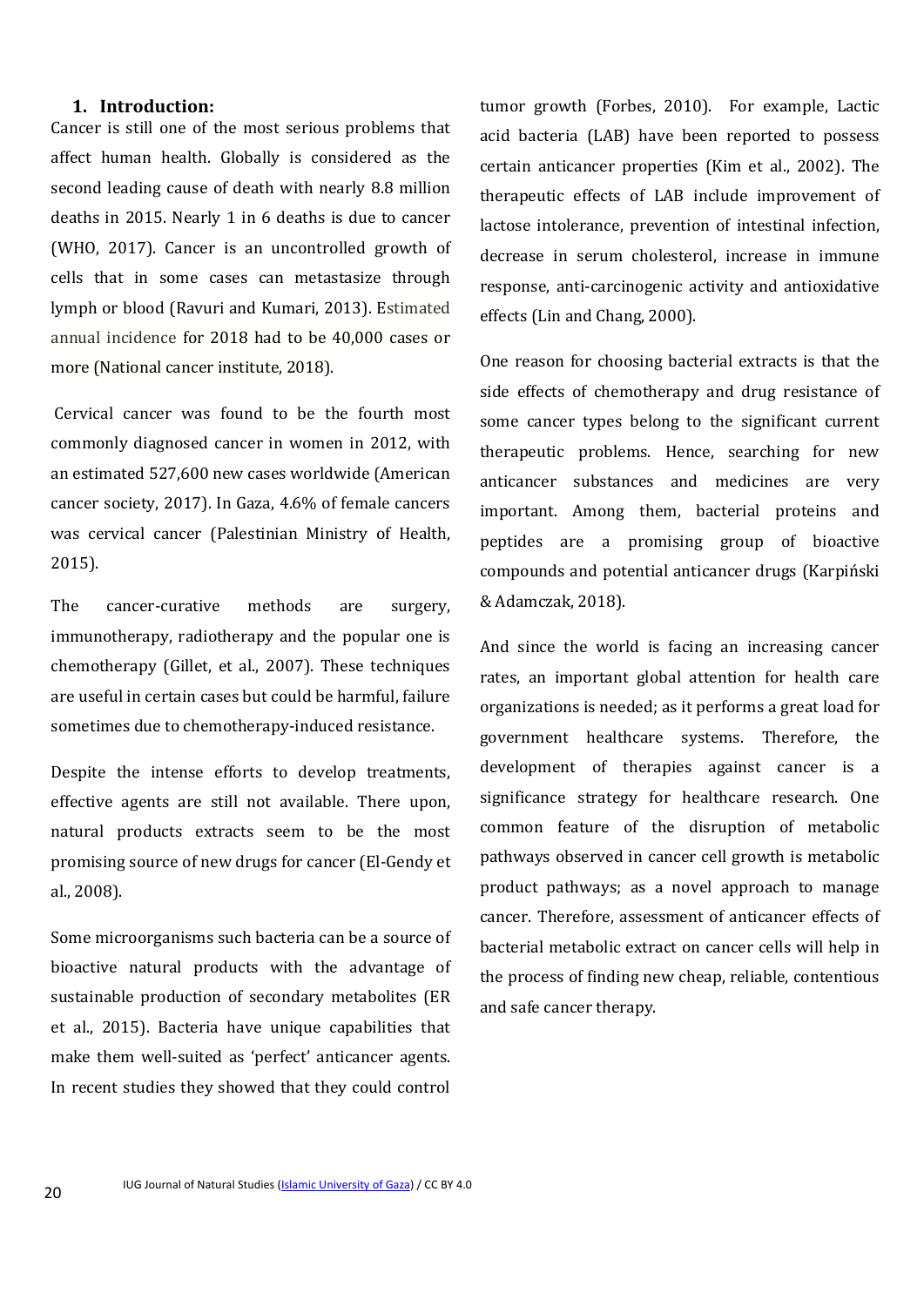## 1. Introduction:

Cancer is still one of the most serious problems that affect human health. Globally is considered as the second leading cause of death with nearly 8.8 million deaths in 2015. Nearly 1 in 6 deaths is due to cancer (WHO, 2017). Cancer is an uncontrolled growth of cells that in some cases can metastasize through lymph or blood (Ravuri and Kumari, 2013). Estimated annual incidence for 2018 had to be 40,000 cases or more (National cancer institute, 2018).

Cervical cancer was found to be the fourth most commonly diagnosed cancer in women in 2012, with an estimated 527,600 new cases worldwide (American cancer society, 2017). In Gaza, 4.6% of female cancers was cervical cancer (Palestinian Ministry of Health, 2015).

The cancer-curative methods are surgery, immunotherapy, radiotherapy and the popular one is chemotherapy (Gillet, et al., 2007). These techniques are useful in certain cases but could be harmful, failure sometimes due to chemotherapy-induced resistance.

Despite the intense efforts to develop treatments, effective agents are still not available. There upon, natural products extracts seem to be the most promising source of new drugs for cancer (El-Gendy et al., 2008).

Some microorganisms such bacteria can be a source of bioactive natural products with the advantage of sustainable production of secondary metabolites (ER et al., 2015). Bacteria have unique capabilities that make them well-suited as 'perfect' anticancer agents. In recent studies they showed that they could control tumor growth (Forbes, 2010). For example, Lactic acid bacteria (LAB) have been reported to possess certain anticancer properties (Kim et al., 2002). The therapeutic effects of LAB include improvement of lactose intolerance, prevention of intestinal infection, decrease in serum cholesterol, increase in immune response, anti-carcinogenic activity and antioxidative effects (Lin and Chang, 2000).

One reason for choosing bacterial extracts is that the side effects of chemotherapy and drug resistance of some cancer types belong to the significant current therapeutic problems. Hence, searching for new anticancer substances and medicines are very important. Among them, bacterial proteins and peptides are a promising group of bioactive compounds and potential anticancer drugs (Karpiński & Adamczak, 2018).

And since the world is facing an increasing cancer rates, an important global attention for health care organizations is needed; as it performs a great load for government healthcare systems. Therefore, the development of therapies against cancer is a significance strategy for healthcare research. One common feature of the disruption of metabolic pathways observed in cancer cell growth is metabolic product pathways; as a novel approach to manage cancer. Therefore, assessment of anticancer effects of bacterial metabolic extract on cancer cells will help in the process of finding new cheap, reliable, contentious and safe cancer therapy.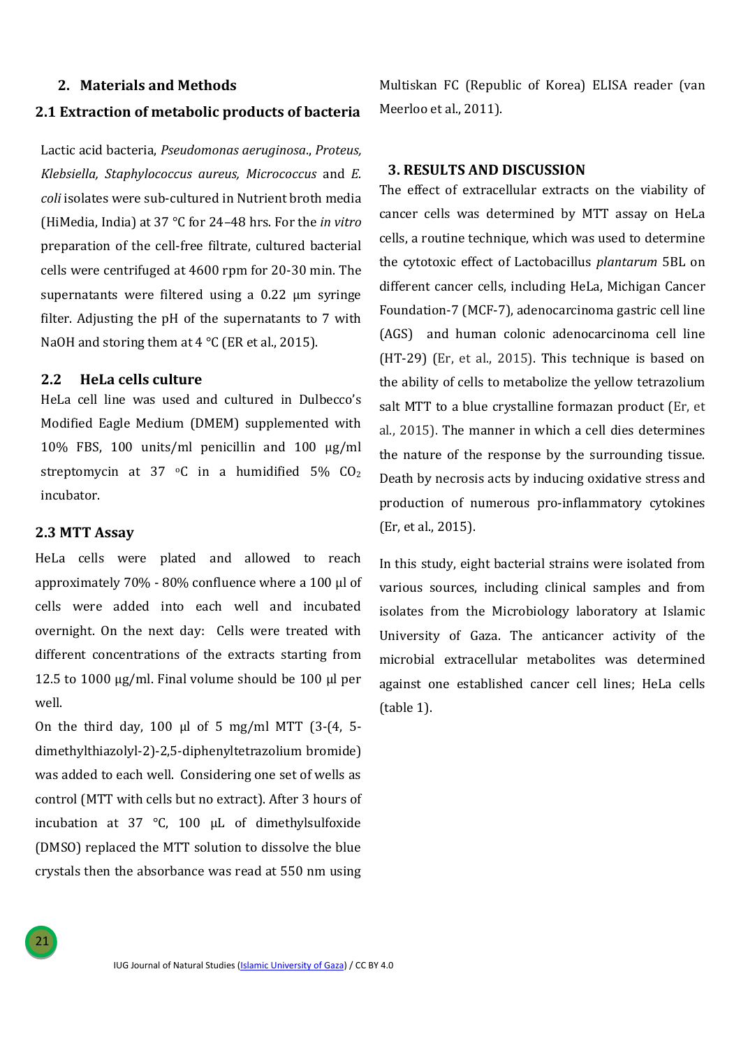## 2. Materials and Methods

### 2.1 Extraction of metabolic products of bacteria

Lactic acid bacteria, *Pseudomonas aeruginosa*., *Proteus, Klebsiella, Staphylococcus aureus, Micrococcus* and *E. coli* isolates were sub-cultured in Nutrient broth media (HiMedia, India) at 37 °C for 24–48 hrs. For the *in vitro* preparation of the cell-free filtrate, cultured bacterial cells were centrifuged at 4600 rpm for 20-30 min. The supernatants were filtered using a 0.22 µm syringe filter. Adjusting the pH of the supernatants to 7 with NaOH and storing them at 4 °C (ER et al., 2015).

### 2.2 HeLa cells culture

HeLa cell line was used and cultured in Dulbecco's Modified Eagle Medium (DMEM) supplemented with 10% FBS, 100 units/ml penicillin and 100 µg/ml streptomycin at 37 °C in a humidified 5% $CO_2$ incubator.

### 2.3 MTT Assay

HeLa cells were plated and allowed to reach approximately 70% - 80% confluence where a 100 µl of cells were added into each well and incubated overnight. On the next day: Cells were treated with different concentrations of the extracts starting from 12.5 to 1000 µg/ml. Final volume should be 100 µl per well.

On the third day, 100 µl of 5 mg/ml MTT (3-(4, 5-dimethylthiazolyl-2)-2,5-diphenyltetrazolium bromide) was added to each well. Considering one set of wells as control (MTT with cells but no extract). After 3 hours of incubation at 37 °C, 100 µL of dimethylsulfoxide (DMSO) replaced the MTT solution to dissolve the blue crystals then the absorbance was read at 550 nm using Multiskan FC (Republic of Korea) ELISA reader (van Meerloo et al., 2011).

## 3. RESULTS AND DISCUSSION

The effect of extracellular extracts on the viability of cancer cells was determined by MTT assay on HeLa cells, a routine technique, which was used to determine the cytotoxic effect of Lactobacillus *plantarum* 5BL on different cancer cells, including HeLa, Michigan Cancer Foundation-7 (MCF-7), adenocarcinoma gastric cell line (AGS) and human colonic adenocarcinoma cell line (HT-29) (Er, et al., 2015). This technique is based on the ability of cells to metabolize the yellow tetrazolium salt MTT to a blue crystalline formazan product (Er, et al., 2015). The manner in which a cell dies determines the nature of the response by the surrounding tissue. Death by necrosis acts by inducing oxidative stress and production of numerous pro-inflammatory cytokines (Er, et al., 2015).

In this study, eight bacterial strains were isolated from various sources, including clinical samples and from isolates from the Microbiology laboratory at Islamic University of Gaza. The anticancer activity of the microbial extracellular metabolites was determined against one established cancer cell lines; HeLa cells (table 1).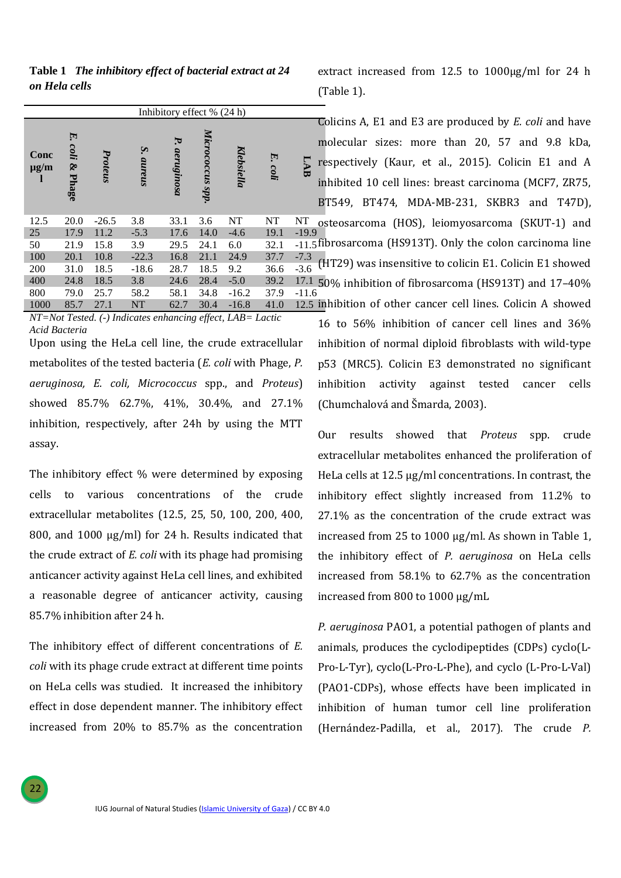**Table 1** ***The inhibitory effect of bacterial extract at 24 on Hela cells***

| Conc µg/ml | Inhibitory effect % (24 h) | | | | | | | |
|---|---|---|---|---|---|---|---|---|
| | *E. coli* & Phage | *Proteus* | *S. aureus* | *P. aeruginosa* | *Micrococcus* spp. | *Klebsiella* | *E. coli* | LAB |
| 12.5 | 20.0 | -26.5 | 3.8 | 33.1 | 3.6 | NT | NT | NT |
| 25 | 17.9 | 11.2 | -5.3 | 17.6 | 14.0 | -4.6 | 19.1 | -19.9 |
| 50 | 21.9 | 15.8 | 3.9 | 29.5 | 24.1 | 6.0 | 32.1 | -11.5 |
| 100 | 20.1 | 10.8 | -22.3 | 16.8 | 21.1 | 24.9 | 37.7 | -7.3 |
| 200 | 31.0 | 18.5 | -18.6 | 28.7 | 18.5 | 9.2 | 36.6 | -3.6 |
| 400 | 24.8 | 18.5 | 3.8 | 24.6 | 28.4 | -5.0 | 39.2 | 17.1 |
| 800 | 79.0 | 25.7 | 58.2 | 58.1 | 34.8 | -16.2 | 37.9 | -11.6 |
| 1000 | 85.7 | 27.1 | NT | 62.7 | 30.4 | -16.8 | 41.0 | 12.5 |

*NT=Not Tested. (-) Indicates enhancing effect, LAB= Lactic Acid Bacteria*

Upon using the HeLa cell line, the crude extracellular metabolites of the tested bacteria (*E. coli* with Phage, *P. aeruginosa, E. coli, Micrococcus* spp., and *Proteus*) showed 85.7% 62.7%, 41%, 30.4%, and 27.1% inhibition, respectively, after 24h by using the MTT assay.

The inhibitory effect % were determined by exposing cells to various concentrations of the crude extracellular metabolites (12.5, 25, 50, 100, 200, 400, 800, and 1000 µg/ml) for 24 h. Results indicated that the crude extract of *E. coli* with its phage had promising anticancer activity against HeLa cell lines, and exhibited a reasonable degree of anticancer activity, causing 85.7% inhibition after 24 h.

The inhibitory effect of different concentrations of *E. coli* with its phage crude extract at different time points on HeLa cells was studied. It increased the inhibitory effect in dose dependent manner. The inhibitory effect increased from 20% to 85.7% as the concentration extract increased from 12.5 to 1000µg/ml for 24 h (Table 1).

Colicins A, E1 and E3 are produced by *E. coli* and have molecular sizes: more than 20, 57 and 9.8 kDa, respectively (Kaur, et al., 2015). Colicin E1 and A inhibited 10 cell lines: breast carcinoma (MCF7, ZR75, BT549, BT474, MDA-MB-231, SKBR3 and T47D), osteosarcoma (HOS), leiomyosarcoma (SKUT-1) and fibrosarcoma (HS913T). Only the colon carcinoma line (HT29) was insensitive to colicin E1. Colicin E1 showed 50% inhibition of fibrosarcoma (HS913T) and 17–40% inhibition of other cancer cell lines. Colicin A showed 16 to 56% inhibition of cancer cell lines and 36% inhibition of normal diploid fibroblasts with wild-type p53 (MRC5). Colicin E3 demonstrated no significant inhibition activity against tested cancer cells (Chumchalová and Šmarda, 2003).

Our results showed that *Proteus* spp. crude extracellular metabolites enhanced the proliferation of HeLa cells at 12.5 µg/ml concentrations. In contrast, the inhibitory effect slightly increased from 11.2% to 27.1% as the concentration of the crude extract was increased from 25 to 1000 µg/ml. As shown in Table 1, the inhibitory effect of *P. aeruginosa* on HeLa cells increased from 58.1% to 62.7% as the concentration increased from 800 to 1000 µg/mL

*P. aeruginosa* PAO1, a potential pathogen of plants and animals, produces the cyclodipeptides (CDPs) cyclo(L-Pro-L-Tyr), cyclo(L-Pro-L-Phe), and cyclo (L-Pro-L-Val) (PAO1-CDPs), whose effects have been implicated in inhibition of human tumor cell line proliferation (Hernández-Padilla, et al., 2017). The crude *P.*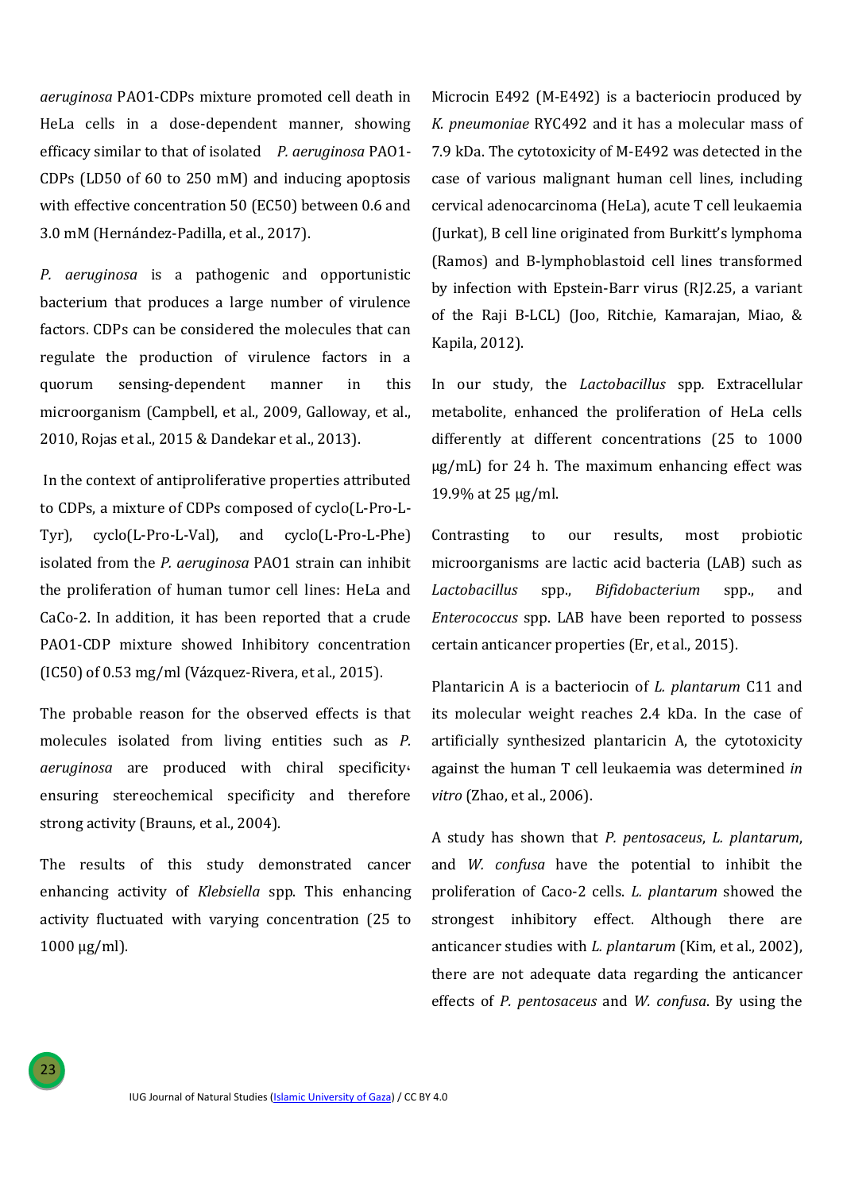*aeruginosa* PAO1-CDPs mixture promoted cell death in HeLa cells in a dose-dependent manner, showing efficacy similar to that of isolated *P. aeruginosa* PAO1-CDPs (LD50 of 60 to 250 mM) and inducing apoptosis with effective concentration 50 (EC50) between 0.6 and 3.0 mM (Hernández-Padilla, et al., 2017).

*P. aeruginosa* is a pathogenic and opportunistic bacterium that produces a large number of virulence factors. CDPs can be considered the molecules that can regulate the production of virulence factors in a quorum sensing-dependent manner in this microorganism (Campbell, et al., 2009, Galloway, et al., 2010, Rojas et al., 2015 & Dandekar et al., 2013).

In the context of antiproliferative properties attributed to CDPs, a mixture of CDPs composed of cyclo(L-Pro-L-Tyr), cyclo(L-Pro-L-Val), and cyclo(L-Pro-L-Phe) isolated from the *P. aeruginosa* PAO1 strain can inhibit the proliferation of human tumor cell lines: HeLa and CaCo-2. In addition, it has been reported that a crude PAO1-CDP mixture showed Inhibitory concentration (IC50) of 0.53 mg/ml (Vázquez-Rivera, et al., 2015).

The probable reason for the observed effects is that molecules isolated from living entities such as *P. aeruginosa* are produced with chiral specificity، ensuring stereochemical specificity and therefore strong activity (Brauns, et al., 2004).

The results of this study demonstrated cancer enhancing activity of *Klebsiella* spp. This enhancing activity fluctuated with varying concentration (25 to 1000 μg/ml).

Microcin E492 (M-E492) is a bacteriocin produced by *K. pneumoniae* RYC492 and it has a molecular mass of 7.9 kDa. The cytotoxicity of M-E492 was detected in the case of various malignant human cell lines, including cervical adenocarcinoma (HeLa), acute T cell leukaemia (Jurkat), B cell line originated from Burkitt's lymphoma (Ramos) and B-lymphoblastoid cell lines transformed by infection with Epstein-Barr virus (RJ2.25, a variant of the Raji B-LCL) (Joo, Ritchie, Kamarajan, Miao, & Kapila, 2012).

In our study, the *Lactobacillus* spp. Extracellular metabolite, enhanced the proliferation of HeLa cells differently at different concentrations (25 to 1000 μg/mL) for 24 h. The maximum enhancing effect was 19.9% at 25 μg/ml.

Contrasting to our results, most probiotic microorganisms are lactic acid bacteria (LAB) such as *Lactobacillus* spp., *Bifidobacterium* spp., and *Enterococcus* spp. LAB have been reported to possess certain anticancer properties (Er, et al., 2015).

Plantaricin A is a bacteriocin of *L. plantarum* C11 and its molecular weight reaches 2.4 kDa. In the case of artificially synthesized plantaricin A, the cytotoxicity against the human T cell leukaemia was determined *in vitro* (Zhao, et al., 2006).

A study has shown that *P. pentosaceus*, *L. plantarum*, and *W. confusa* have the potential to inhibit the proliferation of Caco-2 cells. *L. plantarum* showed the strongest inhibitory effect. Although there are anticancer studies with *L. plantarum* (Kim, et al., 2002), there are not adequate data regarding the anticancer effects of *P. pentosaceus* and *W. confusa*. By using the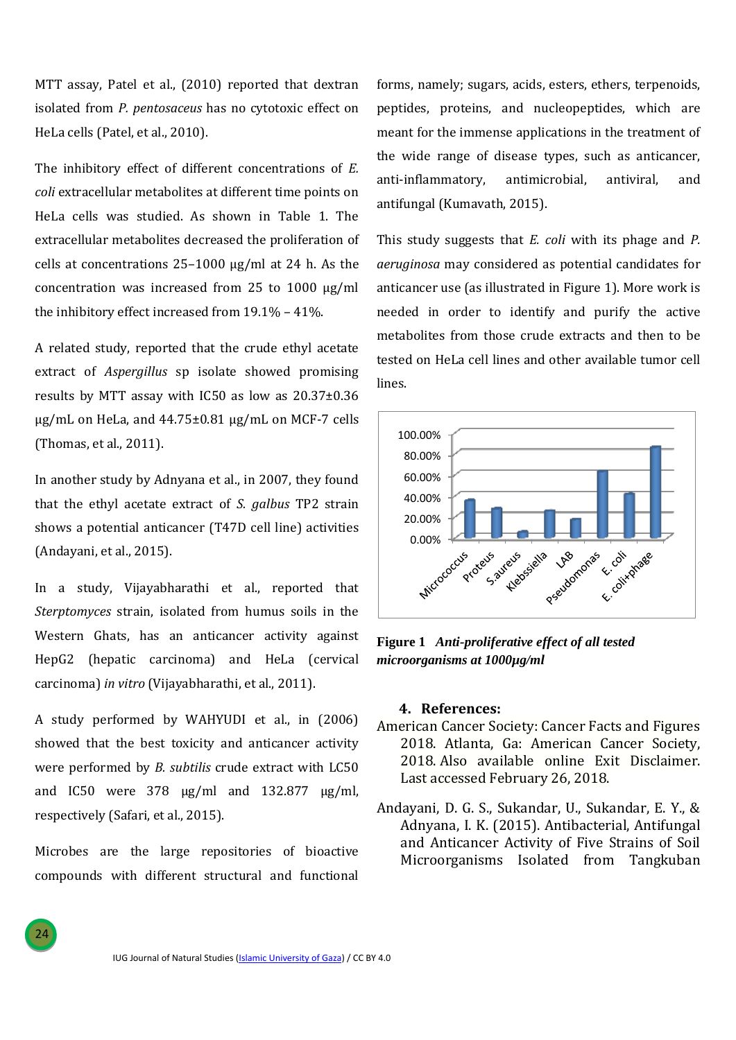MTT assay, Patel et al., (2010) reported that dextran isolated from *P. pentosaceus* has no cytotoxic effect on HeLa cells (Patel, et al., 2010).

The inhibitory effect of different concentrations of *E. coli* extracellular metabolites at different time points on HeLa cells was studied. As shown in Table 1. The extracellular metabolites decreased the proliferation of cells at concentrations 25–1000 µg/ml at 24 h. As the concentration was increased from 25 to 1000 µg/ml the inhibitory effect increased from 19.1% – 41%.

A related study, reported that the crude ethyl acetate extract of *Aspergillus* sp isolate showed promising results by MTT assay with IC50 as low as 20.37±0.36 µg/mL on HeLa, and 44.75±0.81 µg/mL on MCF-7 cells (Thomas, et al., 2011).

In another study by Adnyana et al., in 2007, they found that the ethyl acetate extract of *S. galbus* TP2 strain shows a potential anticancer (T47D cell line) activities (Andayani, et al., 2015).

In a study, Vijayabharathi et al., reported that *Sterptomyces* strain, isolated from humus soils in the Western Ghats, has an anticancer activity against HepG2 (hepatic carcinoma) and HeLa (cervical carcinoma) *in vitro* (Vijayabharathi, et al., 2011).

A study performed by WAHYUDI et al., in (2006) showed that the best toxicity and anticancer activity were performed by *B. subtilis* crude extract with LC50 and IC50 were 378 µg/ml and 132.877 µg/ml, respectively (Safari, et al., 2015).

Microbes are the large repositories of bioactive compounds with different structural and functional forms, namely; sugars, acids, esters, ethers, terpenoids, peptides, proteins, and nucleopeptides, which are meant for the immense applications in the treatment of the wide range of disease types, such as anticancer, anti-inflammatory, antimicrobial, antiviral, and antifungal (Kumavath, 2015).

This study suggests that *E. coli* with its phage and *P. aeruginosa* may considered as potential candidates for anticancer use (as illustrated in Figure 1). More work is needed in order to identify and purify the active metabolites from those crude extracts and then to be tested on HeLa cell lines and other available tumor cell lines.

**Figure 1** ***Anti-proliferative effect of all tested microorganisms at 1000µg/ml***

## 4. References:

American Cancer Society: Cancer Facts and Figures 2018. Atlanta, Ga: American Cancer Society, 2018. Also available online Exit Disclaimer. Last accessed February 26, 2018.

Andayani, D. G. S., Sukandar, U., Sukandar, E. Y., & Adnyana, I. K. (2015). Antibacterial, Antifungal and Anticancer Activity of Five Strains of Soil Microorganisms Isolated from Tangkuban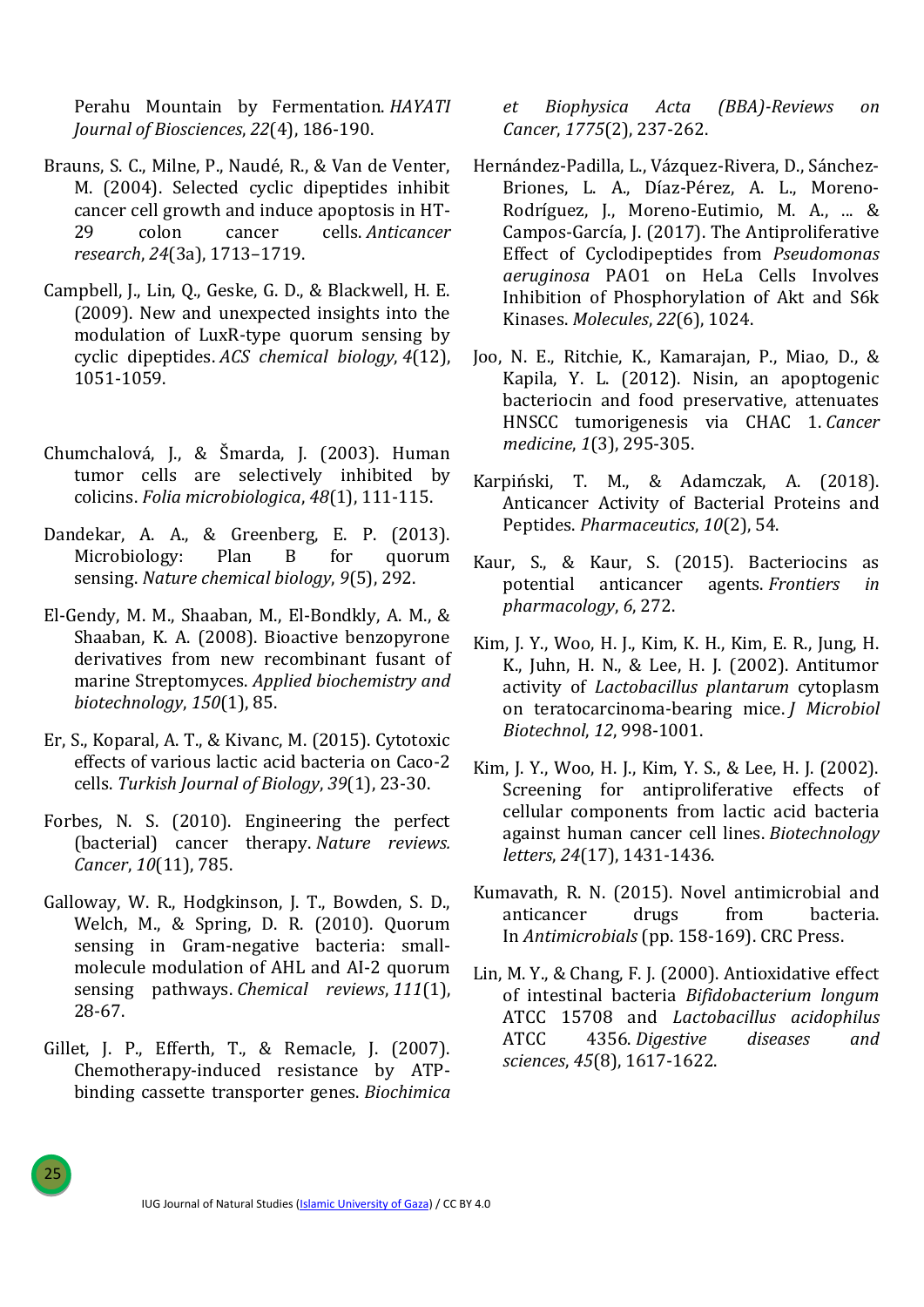Perahu Mountain by Fermentation. *HAYATI Journal of Biosciences*, *22*(4), 186-190.

Brauns, S. C., Milne, P., Naudé, R., & Van de Venter, M. (2004). Selected cyclic dipeptides inhibit cancer cell growth and induce apoptosis in HT-29 colon cancer cells. *Anticancer research*, *24*(3a), 1713–1719.

Campbell, J., Lin, Q., Geske, G. D., & Blackwell, H. E. (2009). New and unexpected insights into the modulation of LuxR-type quorum sensing by cyclic dipeptides. *ACS chemical biology*, *4*(12), 1051-1059.

Chumchalová, J., & Šmarda, J. (2003). Human tumor cells are selectively inhibited by colicins. *Folia microbiologica*, *48*(1), 111-115.

Dandekar, A. A., & Greenberg, E. P. (2013). Microbiology: Plan B for quorum sensing. *Nature chemical biology*, *9*(5), 292.

El-Gendy, M. M., Shaaban, M., El-Bondkly, A. M., & Shaaban, K. A. (2008). Bioactive benzopyrone derivatives from new recombinant fusant of marine Streptomyces. *Applied biochemistry and biotechnology*, *150*(1), 85.

Er, S., Koparal, A. T., & Kivanc, M. (2015). Cytotoxic effects of various lactic acid bacteria on Caco-2 cells. *Turkish Journal of Biology*, *39*(1), 23-30.

Forbes, N. S. (2010). Engineering the perfect (bacterial) cancer therapy. *Nature reviews. Cancer*, *10*(11), 785.

Galloway, W. R., Hodgkinson, J. T., Bowden, S. D., Welch, M., & Spring, D. R. (2010). Quorum sensing in Gram-negative bacteria: small-molecule modulation of AHL and AI-2 quorum sensing pathways. *Chemical reviews*, *111*(1), 28-67.

Gillet, J. P., Efferth, T., & Remacle, J. (2007). Chemotherapy-induced resistance by ATP-binding cassette transporter genes. *Biochimica et Biophysica Acta (BBA)-Reviews on Cancer*, *1775*(2), 237-262.

Hernández-Padilla, L., Vázquez-Rivera, D., Sánchez-Briones, L. A., Díaz-Pérez, A. L., Moreno-Rodríguez, J., Moreno-Eutimio, M. A., ... & Campos-García, J. (2017). The Antiproliferative Effect of Cyclodipeptides from *Pseudomonas aeruginosa* PAO1 on HeLa Cells Involves Inhibition of Phosphorylation of Akt and S6k Kinases. *Molecules*, *22*(6), 1024.

Joo, N. E., Ritchie, K., Kamarajan, P., Miao, D., & Kapila, Y. L. (2012). Nisin, an apoptogenic bacteriocin and food preservative, attenuates HNSCC tumorigenesis via CHAC 1. *Cancer medicine*, *1*(3), 295-305.

Karpiński, T. M., & Adamczak, A. (2018). Anticancer Activity of Bacterial Proteins and Peptides. *Pharmaceutics*, *10*(2), 54.

Kaur, S., & Kaur, S. (2015). Bacteriocins as potential anticancer agents. *Frontiers in pharmacology*, *6*, 272.

Kim, J. Y., Woo, H. J., Kim, K. H., Kim, E. R., Jung, H. K., Juhn, H. N., & Lee, H. J. (2002). Antitumor activity of *Lactobacillus plantarum* cytoplasm on teratocarcinoma-bearing mice. *J Microbiol Biotechnol*, *12*, 998-1001.

Kim, J. Y., Woo, H. J., Kim, Y. S., & Lee, H. J. (2002). Screening for antiproliferative effects of cellular components from lactic acid bacteria against human cancer cell lines. *Biotechnology letters*, *24*(17), 1431-1436.

Kumavath, R. N. (2015). Novel antimicrobial and anticancer drugs from bacteria. In *Antimicrobials* (pp. 158-169). CRC Press.

Lin, M. Y., & Chang, F. J. (2000). Antioxidative effect of intestinal bacteria *Bifidobacterium longum* ATCC 15708 and *Lactobacillus acidophilus* ATCC 4356. *Digestive diseases and sciences*, *45*(8), 1617-1622.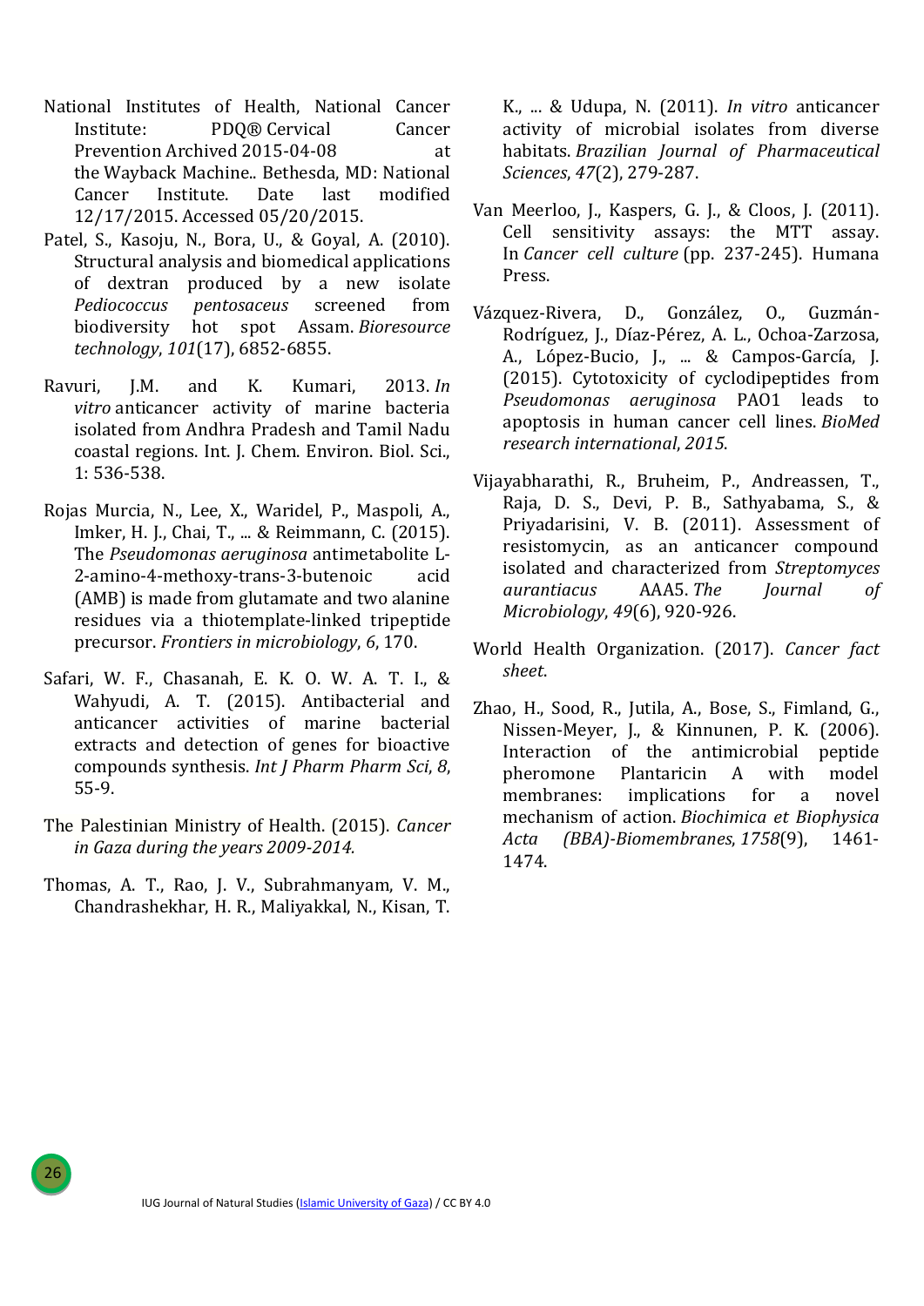National Institutes of Health, National Cancer Institute: PDQ® Cervical Cancer Prevention Archived 2015-04-08 at the Wayback Machine.. Bethesda, MD: National Cancer Institute. Date last modified 12/17/2015. Accessed 05/20/2015.

Patel, S., Kasoju, N., Bora, U., & Goyal, A. (2010). Structural analysis and biomedical applications of dextran produced by a new isolate *Pediococcus pentosaceus* screened from biodiversity hot spot Assam. *Bioresource technology*, *101*(17), 6852-6855.

Ravuri, J.M. and K. Kumari, 2013. *In vitro* anticancer activity of marine bacteria isolated from Andhra Pradesh and Tamil Nadu coastal regions. Int. J. Chem. Environ. Biol. Sci., 1: 536-538.

Rojas Murcia, N., Lee, X., Waridel, P., Maspoli, A., Imker, H. J., Chai, T., ... & Reimmann, C. (2015). The *Pseudomonas aeruginosa* antimetabolite L-2-amino-4-methoxy-trans-3-butenoic acid (AMB) is made from glutamate and two alanine residues via a thiotemplate-linked tripeptide precursor. *Frontiers in microbiology*, *6*, 170.

Safari, W. F., Chasanah, E. K. O. W. A. T. I., & Wahyudi, A. T. (2015). Antibacterial and anticancer activities of marine bacterial extracts and detection of genes for bioactive compounds synthesis. *Int J Pharm Pharm Sci*, *8*, 55-9.

The Palestinian Ministry of Health. (2015). *Cancer in Gaza during the years 2009-2014.*

Thomas, A. T., Rao, J. V., Subrahmanyam, V. M., Chandrashekhar, H. R., Maliyakkal, N., Kisan, T. K., ... & Udupa, N. (2011). *In vitro* anticancer activity of microbial isolates from diverse habitats. *Brazilian Journal of Pharmaceutical Sciences*, *47*(2), 279-287.

Van Meerloo, J., Kaspers, G. J., & Cloos, J. (2011). Cell sensitivity assays: the MTT assay. In *Cancer cell culture* (pp. 237-245). Humana Press.

Vázquez-Rivera, D., González, O., Guzmán-Rodríguez, J., Díaz-Pérez, A. L., Ochoa-Zarzosa, A., López-Bucio, J., ... & Campos-García, J. (2015). Cytotoxicity of cyclodipeptides from *Pseudomonas aeruginosa* PAO1 leads to apoptosis in human cancer cell lines. *BioMed research international*, *2015*.

Vijayabharathi, R., Bruheim, P., Andreassen, T., Raja, D. S., Devi, P. B., Sathyabama, S., & Priyadarisini, V. B. (2011). Assessment of resistomycin, as an anticancer compound isolated and characterized from *Streptomyces aurantiacus* AAA5. *The Journal of Microbiology*, *49*(6), 920-926.

World Health Organization. (2017). *Cancer fact sheet*.

Zhao, H., Sood, R., Jutila, A., Bose, S., Fimland, G., Nissen-Meyer, J., & Kinnunen, P. K. (2006). Interaction of the antimicrobial peptide pheromone Plantaricin A with model membranes: implications for a novel mechanism of action. *Biochimica et Biophysica Acta (BBA)-Biomembranes*, *1758*(9), 1461-1474.